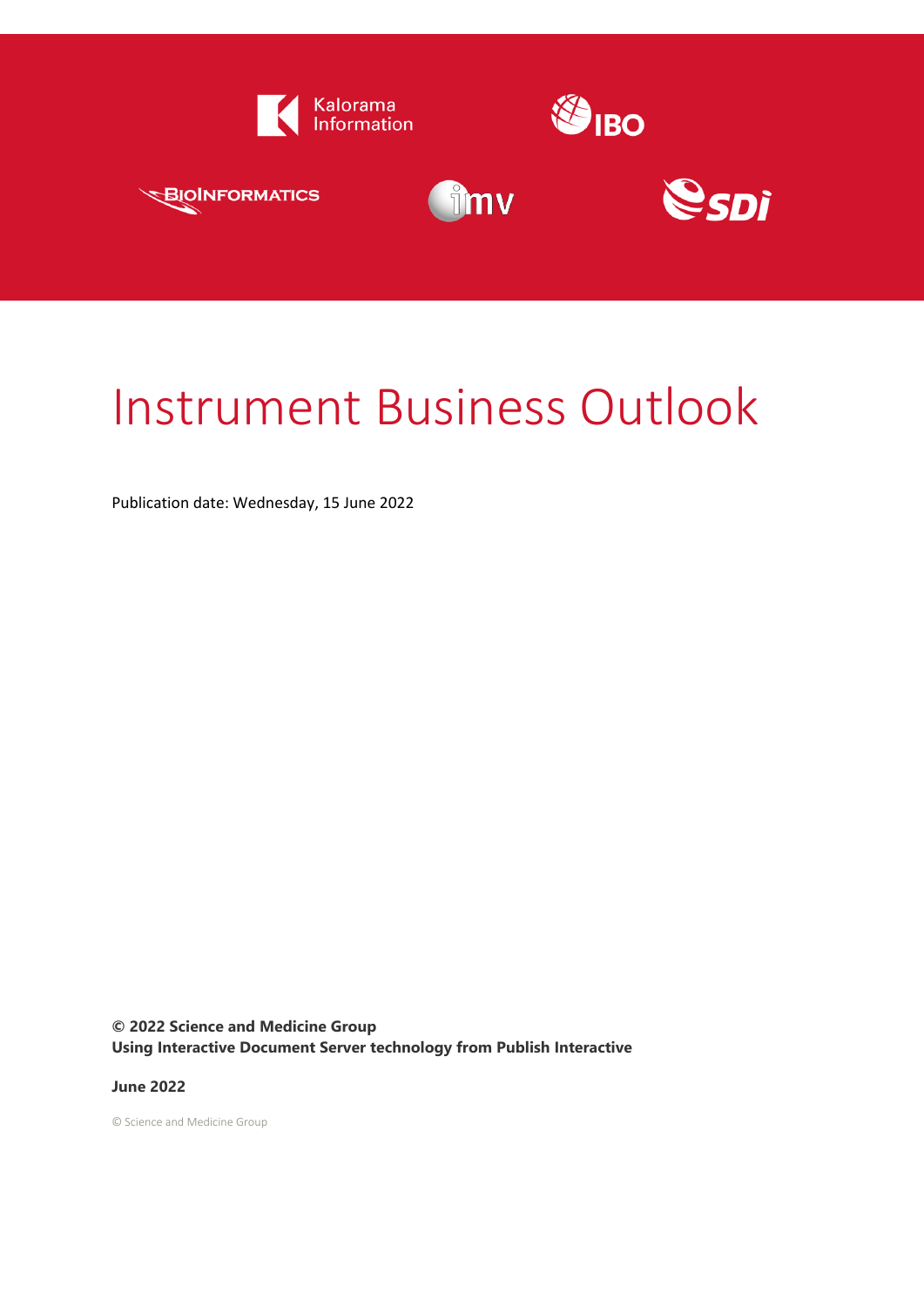# Instrument Business Outlook

Publication date: Wednesday, 15 June 2022

**© 2022 Science and Medicine Group**
**Using Interactive Document Server technology from Publish Interactive**

**June 2022**

© Science and Medicine Group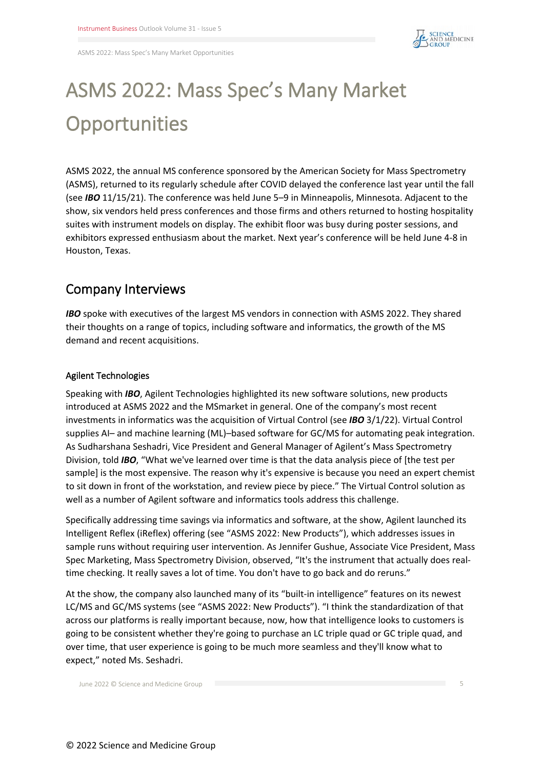# ASMS 2022: Mass Spec's Many Market Opportunities

ASMS 2022, the annual MS conference sponsored by the American Society for Mass Spectrometry (ASMS), returned to its regularly schedule after COVID delayed the conference last year until the fall (see ***IBO*** 11/15/21). The conference was held June 5–9 in Minneapolis, Minnesota. Adjacent to the show, six vendors held press conferences and those firms and others returned to hosting hospitality suites with instrument models on display. The exhibit floor was busy during poster sessions, and exhibitors expressed enthusiasm about the market. Next year's conference will be held June 4-8 in Houston, Texas.

## Company Interviews

***IBO*** spoke with executives of the largest MS vendors in connection with ASMS 2022. They shared their thoughts on a range of topics, including software and informatics, the growth of the MS demand and recent acquisitions.

### Agilent Technologies

Speaking with ***IBO***, Agilent Technologies highlighted its new software solutions, new products introduced at ASMS 2022 and the MSmarket in general. One of the company's most recent investments in informatics was the acquisition of Virtual Control (see ***IBO*** 3/1/22). Virtual Control supplies AI– and machine learning (ML)–based software for GC/MS for automating peak integration. As Sudharshana Seshadri, Vice President and General Manager of Agilent's Mass Spectrometry Division, told ***IBO***, "What we've learned over time is that the data analysis piece of [the test per sample] is the most expensive. The reason why it's expensive is because you need an expert chemist to sit down in front of the workstation, and review piece by piece." The Virtual Control solution as well as a number of Agilent software and informatics tools address this challenge.

Specifically addressing time savings via informatics and software, at the show, Agilent launched its Intelligent Reflex (iReflex) offering (see "ASMS 2022: New Products"), which addresses issues in sample runs without requiring user intervention. As Jennifer Gushue, Associate Vice President, Mass Spec Marketing, Mass Spectrometry Division, observed, "It's the instrument that actually does real-time checking. It really saves a lot of time. You don't have to go back and do reruns."

At the show, the company also launched many of its "built-in intelligence" features on its newest LC/MS and GC/MS systems (see "ASMS 2022: New Products"). "I think the standardization of that across our platforms is really important because, now, how that intelligence looks to customers is going to be consistent whether they're going to purchase an LC triple quad or GC triple quad, and over time, that user experience is going to be much more seamless and they'll know what to expect," noted Ms. Seshadri.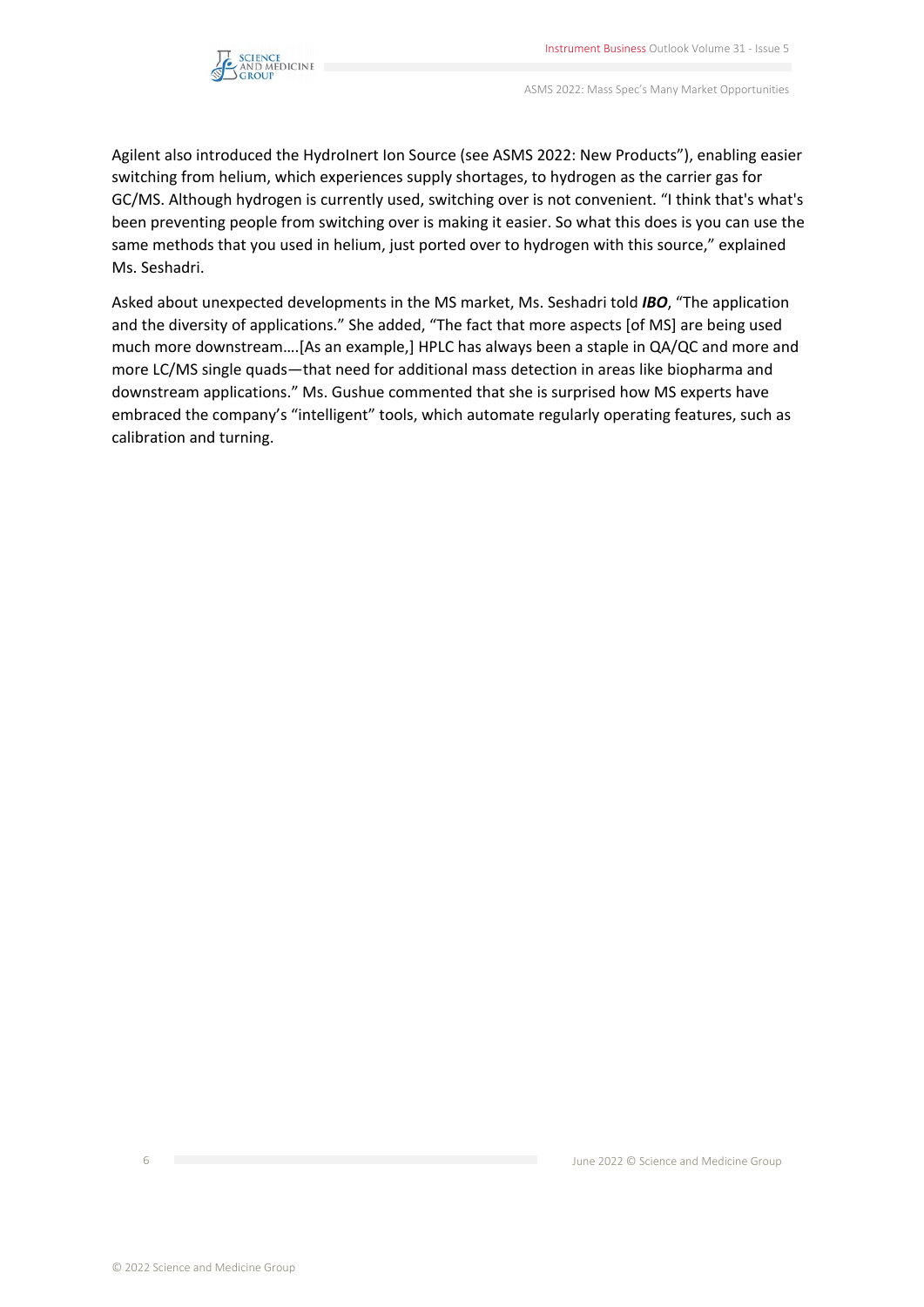Agilent also introduced the HydroInert Ion Source (see ASMS 2022: New Products”), enabling easier switching from helium, which experiences supply shortages, to hydrogen as the carrier gas for GC/MS. Although hydrogen is currently used, switching over is not convenient. “I think that's what's been preventing people from switching over is making it easier. So what this does is you can use the same methods that you used in helium, just ported over to hydrogen with this source,” explained Ms. Seshadri.

Asked about unexpected developments in the MS market, Ms. Seshadri told ***IBO***, “The application and the diversity of applications.” She added, “The fact that more aspects [of MS] are being used much more downstream….[As an example,] HPLC has always been a staple in QA/QC and more and more LC/MS single quads—that need for additional mass detection in areas like biopharma and downstream applications.” Ms. Gushue commented that she is surprised how MS experts have embraced the company’s “intelligent” tools, which automate regularly operating features, such as calibration and turning.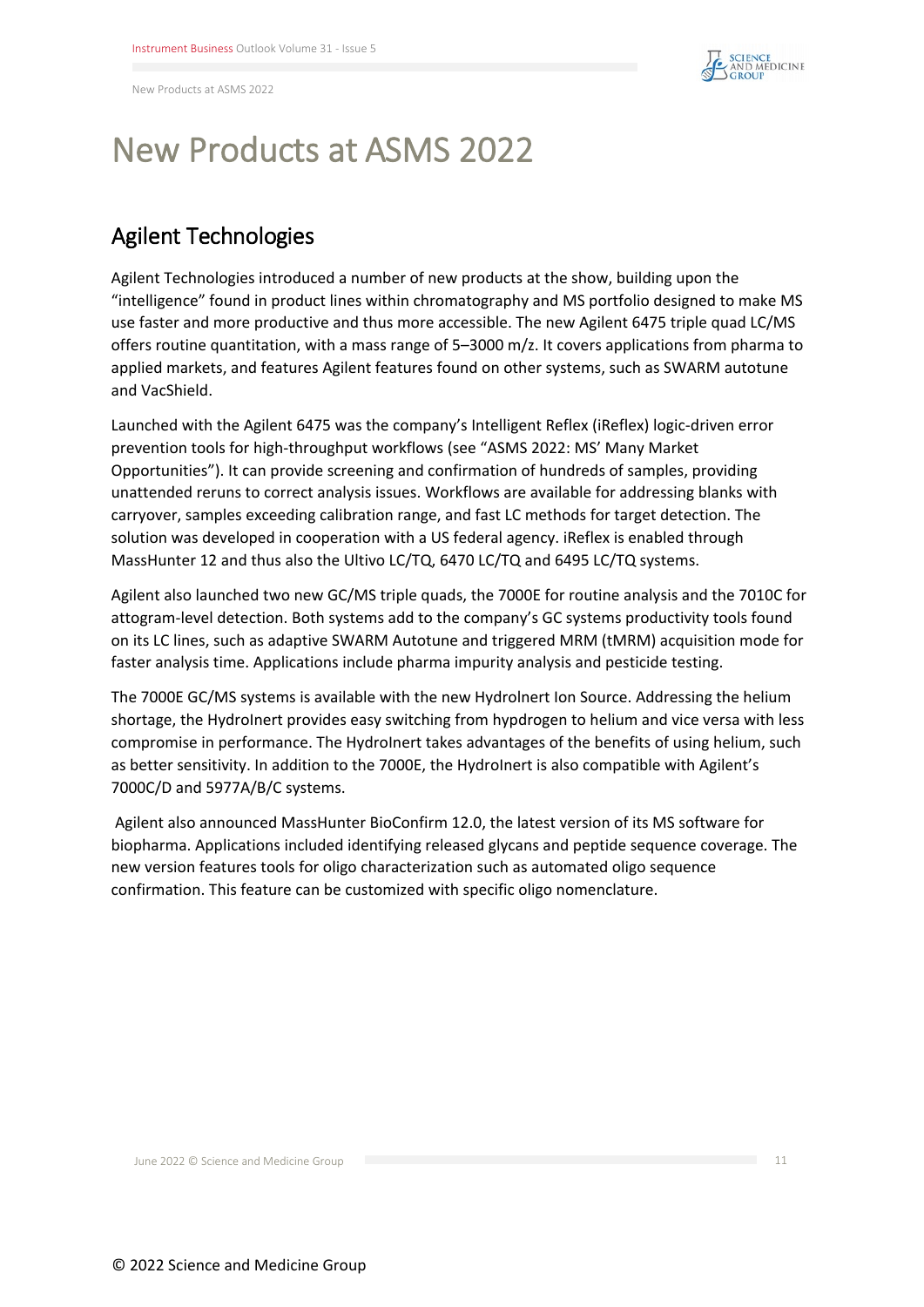# New Products at ASMS 2022

## Agilent Technologies

Agilent Technologies introduced a number of new products at the show, building upon the "intelligence" found in product lines within chromatography and MS portfolio designed to make MS use faster and more productive and thus more accessible. The new Agilent 6475 triple quad LC/MS offers routine quantitation, with a mass range of 5–3000 m/z. It covers applications from pharma to applied markets, and features Agilent features found on other systems, such as SWARM autotune and VacShield.

Launched with the Agilent 6475 was the company's Intelligent Reflex (iReflex) logic-driven error prevention tools for high-throughput workflows (see "ASMS 2022: MS' Many Market Opportunities"). It can provide screening and confirmation of hundreds of samples, providing unattended reruns to correct analysis issues. Workflows are available for addressing blanks with carryover, samples exceeding calibration range, and fast LC methods for target detection. The solution was developed in cooperation with a US federal agency. iReflex is enabled through MassHunter 12 and thus also the Ultivo LC/TQ, 6470 LC/TQ and 6495 LC/TQ systems.

Agilent also launched two new GC/MS triple quads, the 7000E for routine analysis and the 7010C for attogram-level detection. Both systems add to the company's GC systems productivity tools found on its LC lines, such as adaptive SWARM Autotune and triggered MRM (tMRM) acquisition mode for faster analysis time. Applications include pharma impurity analysis and pesticide testing.

The 7000E GC/MS systems is available with the new HydroInert Ion Source. Addressing the helium shortage, the HydroInert provides easy switching from hypdrogen to helium and vice versa with less compromise in performance. The HydroInert takes advantages of the benefits of using helium, such as better sensitivity. In addition to the 7000E, the HydroInert is also compatible with Agilent's 7000C/D and 5977A/B/C systems.

Agilent also announced MassHunter BioConfirm 12.0, the latest version of its MS software for biopharma. Applications included identifying released glycans and peptide sequence coverage. The new version features tools for oligo characterization such as automated oligo sequence confirmation. This feature can be customized with specific oligo nomenclature.